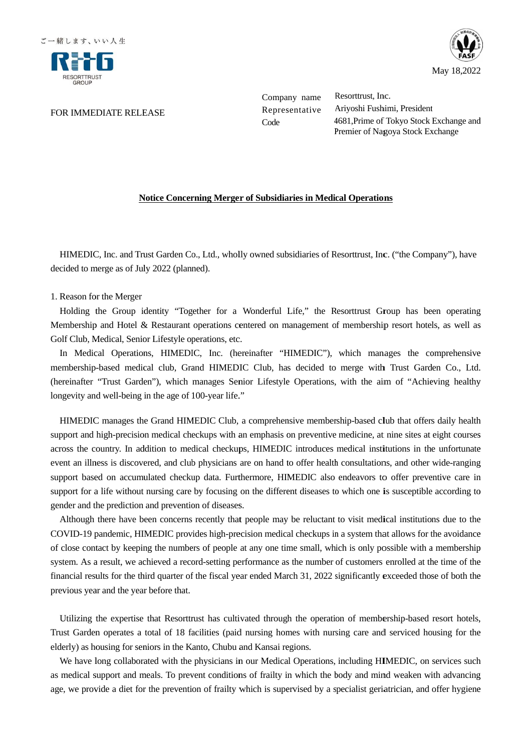ご一緒します、いい人生

RESORTTRUST GROUP

May 18,2022

FOR IMMEDIATE RELEASE

| | |
|---|---|
| Company name | Resorttrust, Inc. |
| Representative | Ariyoshi Fushimi, President |
| Code | 4681,Prime of Tokyo Stock Exchange and Premier of Nagoya Stock Exchange |

**Notice Concerning Merger of Subsidiaries in Medical Operations**

HIMEDIC, Inc. and Trust Garden Co., Ltd., wholly owned subsidiaries of Resorttrust, Inc. (“the Company”), have decided to merge as of July 2022 (planned).

1. Reason for the Merger

Holding the Group identity “Together for a Wonderful Life,” the Resorttrust Group has been operating Membership and Hotel & Restaurant operations centered on management of membership resort hotels, as well as Golf Club, Medical, Senior Lifestyle operations, etc.

In Medical Operations, HIMEDIC, Inc. (hereinafter “HIMEDIC”), which manages the comprehensive membership-based medical club, Grand HIMEDIC Club, has decided to merge with Trust Garden Co., Ltd. (hereinafter “Trust Garden”), which manages Senior Lifestyle Operations, with the aim of “Achieving healthy longevity and well-being in the age of 100-year life.”

HIMEDIC manages the Grand HIMEDIC Club, a comprehensive membership-based club that offers daily health support and high-precision medical checkups with an emphasis on preventive medicine, at nine sites at eight courses across the country. In addition to medical checkups, HIMEDIC introduces medical institutions in the unfortunate event an illness is discovered, and club physicians are on hand to offer health consultations, and other wide-ranging support based on accumulated checkup data. Furthermore, HIMEDIC also endeavors to offer preventive care in support for a life without nursing care by focusing on the different diseases to which one is susceptible according to gender and the prediction and prevention of diseases.

Although there have been concerns recently that people may be reluctant to visit medical institutions due to the COVID-19 pandemic, HIMEDIC provides high-precision medical checkups in a system that allows for the avoidance of close contact by keeping the numbers of people at any one time small, which is only possible with a membership system. As a result, we achieved a record-setting performance as the number of customers enrolled at the time of the financial results for the third quarter of the fiscal year ended March 31, 2022 significantly exceeded those of both the previous year and the year before that.

Utilizing the expertise that Resorttrust has cultivated through the operation of membership-based resort hotels, Trust Garden operates a total of 18 facilities (paid nursing homes with nursing care and serviced housing for the elderly) as housing for seniors in the Kanto, Chubu and Kansai regions.

We have long collaborated with the physicians in our Medical Operations, including HIMEDIC, on services such as medical support and meals. To prevent conditions of frailty in which the body and mind weaken with advancing age, we provide a diet for the prevention of frailty which is supervised by a specialist geriatrician, and offer hygiene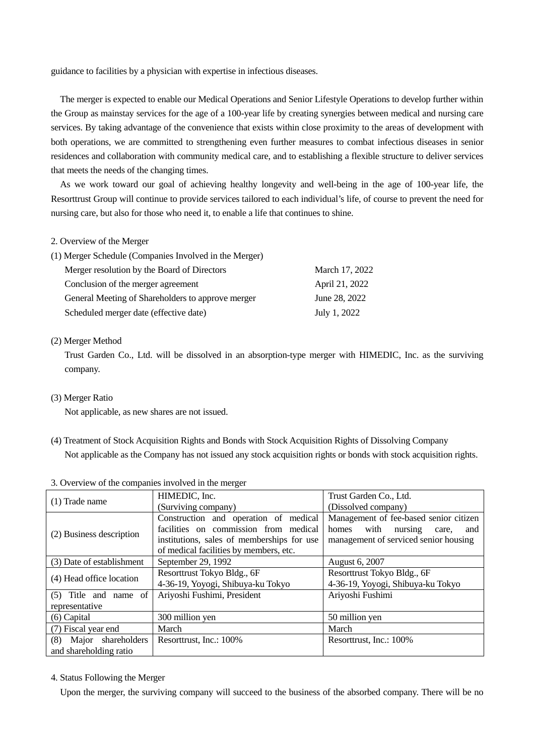guidance to facilities by a physician with expertise in infectious diseases.

The merger is expected to enable our Medical Operations and Senior Lifestyle Operations to develop further within the Group as mainstay services for the age of a 100-year life by creating synergies between medical and nursing care services. By taking advantage of the convenience that exists within close proximity to the areas of development with both operations, we are committed to strengthening even further measures to combat infectious diseases in senior residences and collaboration with community medical care, and to establishing a flexible structure to deliver services that meets the needs of the changing times.

As we work toward our goal of achieving healthy longevity and well-being in the age of 100-year life, the Resorttrust Group will continue to provide services tailored to each individual's life, of course to prevent the need for nursing care, but also for those who need it, to enable a life that continues to shine.

2. Overview of the Merger

(1) Merger Schedule (Companies Involved in the Merger)

| | |
|---|---|
| Merger resolution by the Board of Directors | March 17, 2022 |
| Conclusion of the merger agreement | April 21, 2022 |
| General Meeting of Shareholders to approve merger | June 28, 2022 |
| Scheduled merger date (effective date) | July 1, 2022 |

(2) Merger Method

Trust Garden Co., Ltd. will be dissolved in an absorption-type merger with HIMEDIC, Inc. as the surviving company.

(3) Merger Ratio

Not applicable, as new shares are not issued.

(4) Treatment of Stock Acquisition Rights and Bonds with Stock Acquisition Rights of Dissolving Company

Not applicable as the Company has not issued any stock acquisition rights or bonds with stock acquisition rights.

3. Overview of the companies involved in the merger

| (1) Trade name | HIMEDIC, Inc.<br>(Surviving company) | Trust Garden Co., Ltd.<br>(Dissolved company) |
|---|---|---|
| (2) Business description | Construction and operation of medical facilities on commission from medical institutions, sales of memberships for use of medical facilities by members, etc. | Management of fee-based senior citizen homes with nursing care, and management of serviced senior housing |
| (3) Date of establishment | September 29, 1992 | August 6, 2007 |
| (4) Head office location | Resorttrust Tokyo Bldg., 6F<br>4-36-19, Yoyogi, Shibuya-ku Tokyo | Resorttrust Tokyo Bldg., 6F<br>4-36-19, Yoyogi, Shibuya-ku Tokyo |
| (5) Title and name of representative | Ariyoshi Fushimi, President | Ariyoshi Fushimi |
| (6) Capital | 300 million yen | 50 million yen |
| (7) Fiscal year end | March | March |
| (8) Major shareholders and shareholding ratio | Resorttrust, Inc.: 100% | Resorttrust, Inc.: 100% |

4. Status Following the Merger

Upon the merger, the surviving company will succeed to the business of the absorbed company. There will be no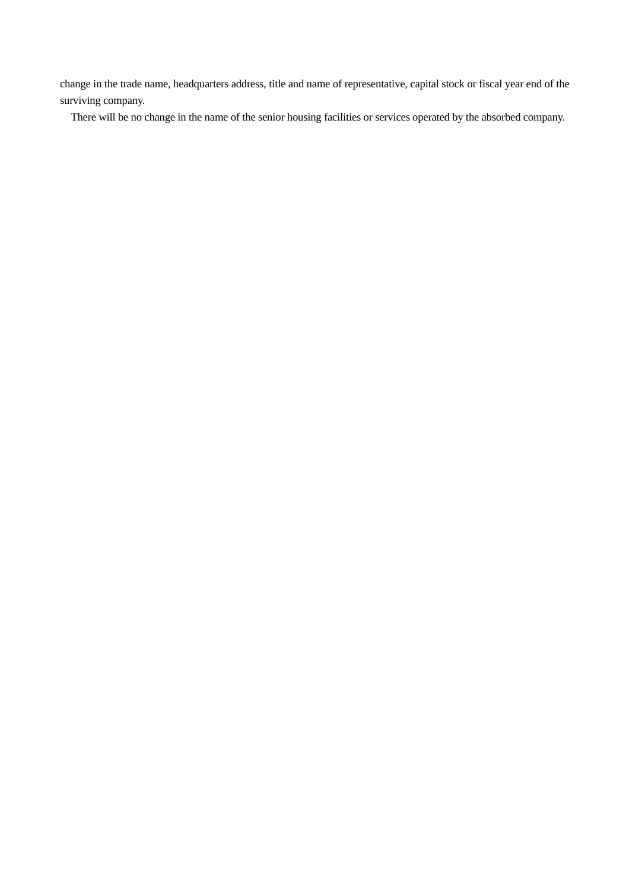change in the trade name, headquarters address, title and name of representative, capital stock or fiscal year end of the surviving company.

There will be no change in the name of the senior housing facilities or services operated by the absorbed company.